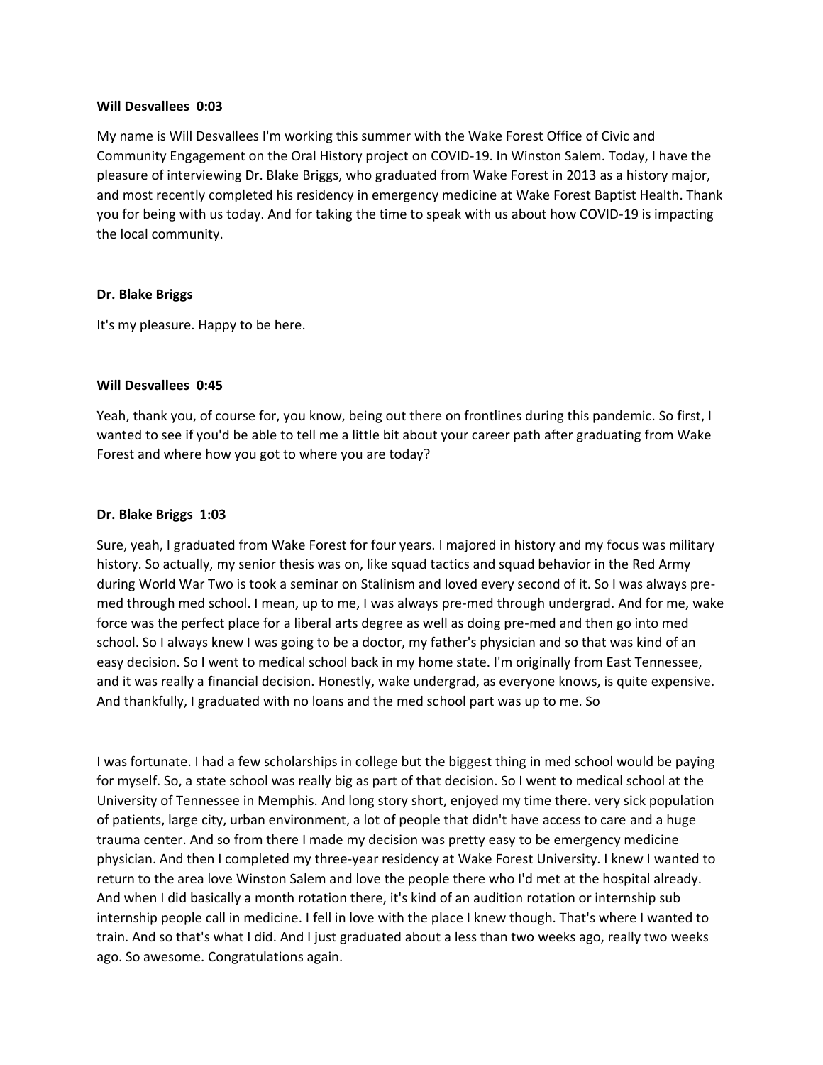**Will Desvallees 0:03**

My name is Will Desvallees I'm working this summer with the Wake Forest Office of Civic and Community Engagement on the Oral History project on COVID-19. In Winston Salem. Today, I have the pleasure of interviewing Dr. Blake Briggs, who graduated from Wake Forest in 2013 as a history major, and most recently completed his residency in emergency medicine at Wake Forest Baptist Health. Thank you for being with us today. And for taking the time to speak with us about how COVID-19 is impacting the local community.

**Dr. Blake Briggs**

It's my pleasure. Happy to be here.

**Will Desvallees 0:45**

Yeah, thank you, of course for, you know, being out there on frontlines during this pandemic. So first, I wanted to see if you'd be able to tell me a little bit about your career path after graduating from Wake Forest and where how you got to where you are today?

**Dr. Blake Briggs 1:03**

Sure, yeah, I graduated from Wake Forest for four years. I majored in history and my focus was military history. So actually, my senior thesis was on, like squad tactics and squad behavior in the Red Army during World War Two is took a seminar on Stalinism and loved every second of it. So I was always pre-med through med school. I mean, up to me, I was always pre-med through undergrad. And for me, wake force was the perfect place for a liberal arts degree as well as doing pre-med and then go into med school. So I always knew I was going to be a doctor, my father's physician and so that was kind of an easy decision. So I went to medical school back in my home state. I'm originally from East Tennessee, and it was really a financial decision. Honestly, wake undergrad, as everyone knows, is quite expensive. And thankfully, I graduated with no loans and the med school part was up to me. So

I was fortunate. I had a few scholarships in college but the biggest thing in med school would be paying for myself. So, a state school was really big as part of that decision. So I went to medical school at the University of Tennessee in Memphis. And long story short, enjoyed my time there. very sick population of patients, large city, urban environment, a lot of people that didn't have access to care and a huge trauma center. And so from there I made my decision was pretty easy to be emergency medicine physician. And then I completed my three-year residency at Wake Forest University. I knew I wanted to return to the area love Winston Salem and love the people there who I'd met at the hospital already. And when I did basically a month rotation there, it's kind of an audition rotation or internship sub internship people call in medicine. I fell in love with the place I knew though. That's where I wanted to train. And so that's what I did. And I just graduated about a less than two weeks ago, really two weeks ago. So awesome. Congratulations again.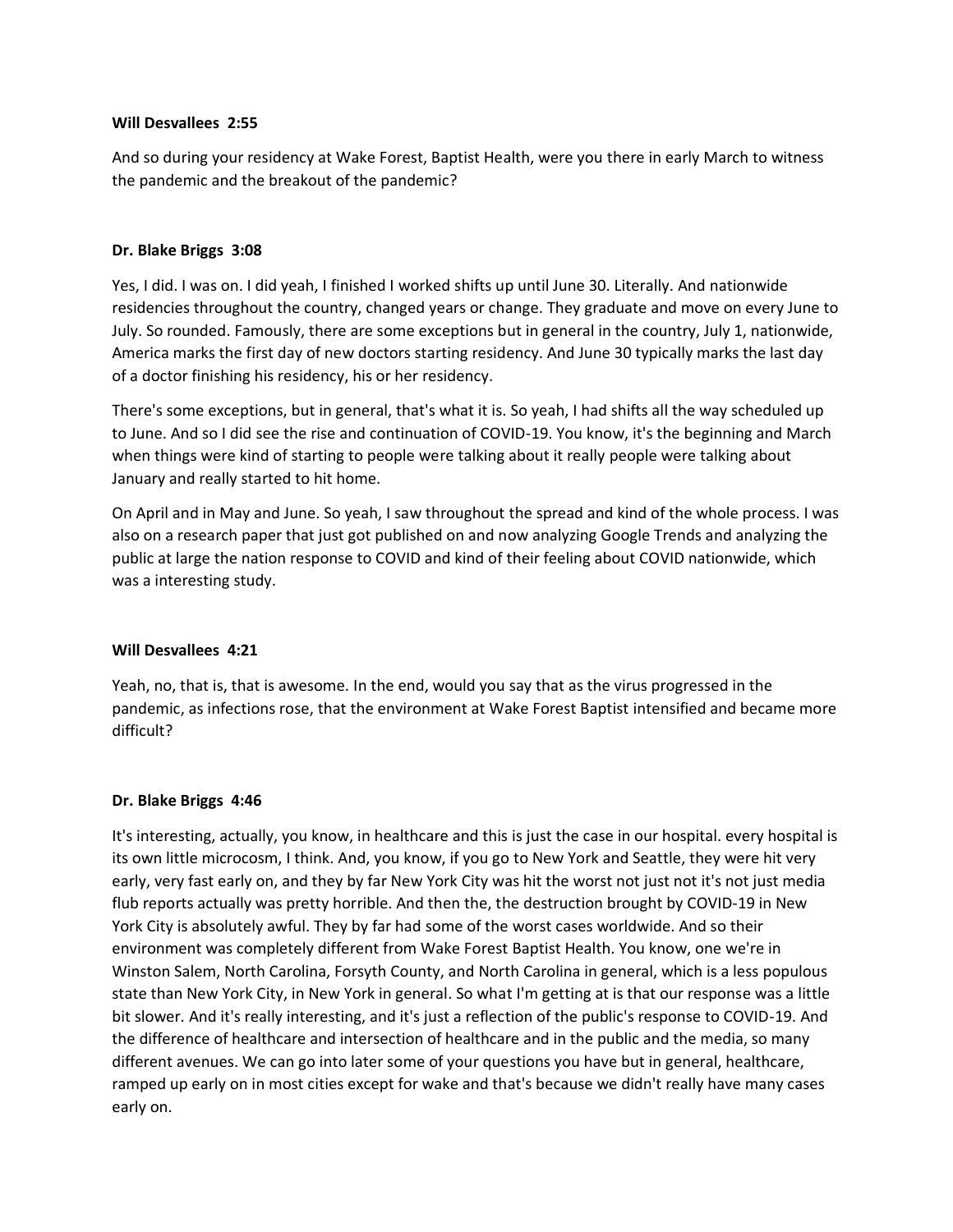**Will Desvallees 2:55**

And so during your residency at Wake Forest, Baptist Health, were you there in early March to witness the pandemic and the breakout of the pandemic?

**Dr. Blake Briggs 3:08**

Yes, I did. I was on. I did yeah, I finished I worked shifts up until June 30. Literally. And nationwide residencies throughout the country, changed years or change. They graduate and move on every June to July. So rounded. Famously, there are some exceptions but in general in the country, July 1, nationwide, America marks the first day of new doctors starting residency. And June 30 typically marks the last day of a doctor finishing his residency, his or her residency.

There's some exceptions, but in general, that's what it is. So yeah, I had shifts all the way scheduled up to June. And so I did see the rise and continuation of COVID-19. You know, it's the beginning and March when things were kind of starting to people were talking about it really people were talking about January and really started to hit home.

On April and in May and June. So yeah, I saw throughout the spread and kind of the whole process. I was also on a research paper that just got published on and now analyzing Google Trends and analyzing the public at large the nation response to COVID and kind of their feeling about COVID nationwide, which was a interesting study.

**Will Desvallees 4:21**

Yeah, no, that is, that is awesome. In the end, would you say that as the virus progressed in the pandemic, as infections rose, that the environment at Wake Forest Baptist intensified and became more difficult?

**Dr. Blake Briggs 4:46**

It's interesting, actually, you know, in healthcare and this is just the case in our hospital. every hospital is its own little microcosm, I think. And, you know, if you go to New York and Seattle, they were hit very early, very fast early on, and they by far New York City was hit the worst not just not it's not just media flub reports actually was pretty horrible. And then the, the destruction brought by COVID-19 in New York City is absolutely awful. They by far had some of the worst cases worldwide. And so their environment was completely different from Wake Forest Baptist Health. You know, one we're in Winston Salem, North Carolina, Forsyth County, and North Carolina in general, which is a less populous state than New York City, in New York in general. So what I'm getting at is that our response was a little bit slower. And it's really interesting, and it's just a reflection of the public's response to COVID-19. And the difference of healthcare and intersection of healthcare and in the public and the media, so many different avenues. We can go into later some of your questions you have but in general, healthcare, ramped up early on in most cities except for wake and that's because we didn't really have many cases early on.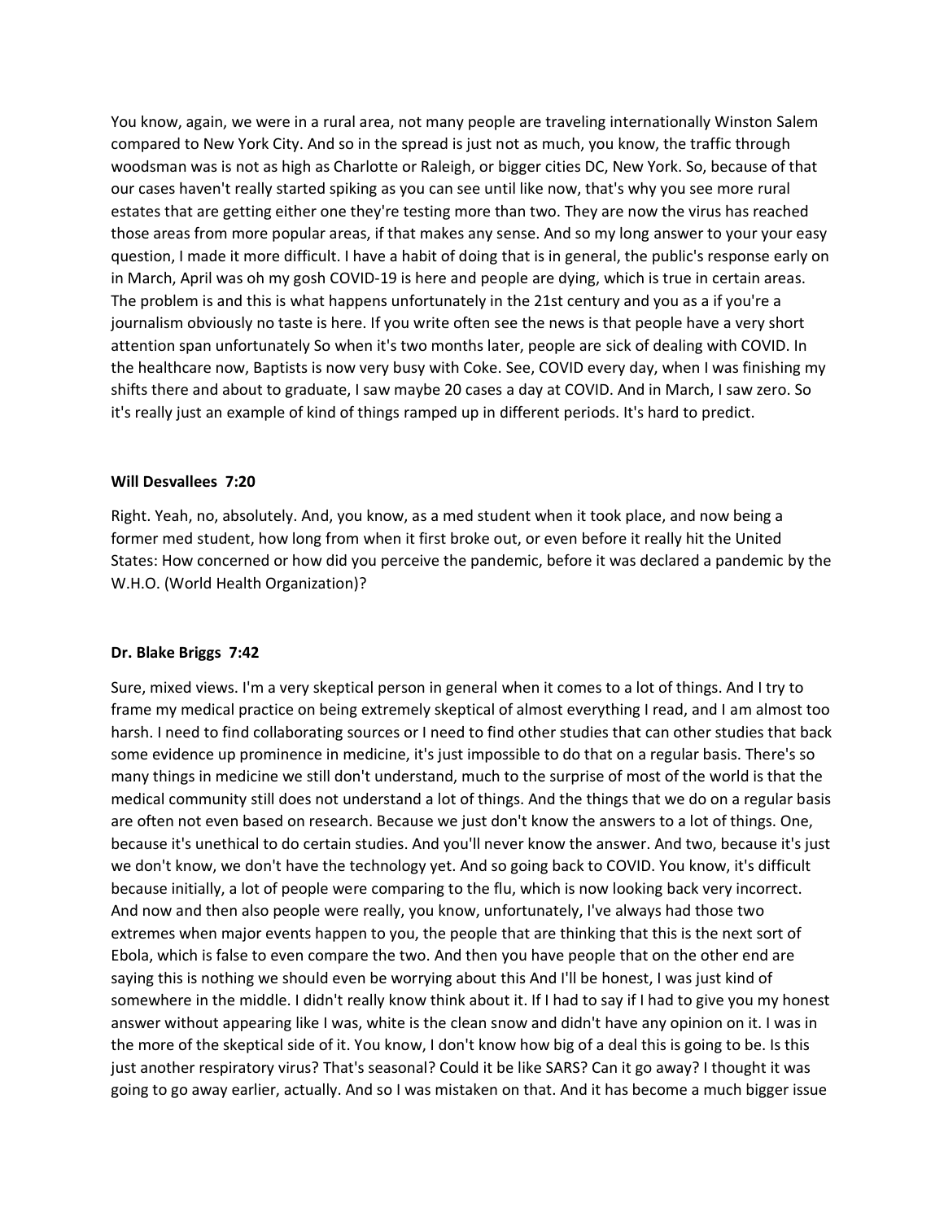You know, again, we were in a rural area, not many people are traveling internationally Winston Salem compared to New York City. And so in the spread is just not as much, you know, the traffic through woodsman was is not as high as Charlotte or Raleigh, or bigger cities DC, New York. So, because of that our cases haven't really started spiking as you can see until like now, that's why you see more rural estates that are getting either one they're testing more than two. They are now the virus has reached those areas from more popular areas, if that makes any sense. And so my long answer to your your easy question, I made it more difficult. I have a habit of doing that is in general, the public's response early on in March, April was oh my gosh COVID-19 is here and people are dying, which is true in certain areas. The problem is and this is what happens unfortunately in the 21st century and you as a if you're a journalism obviously no taste is here. If you write often see the news is that people have a very short attention span unfortunately So when it's two months later, people are sick of dealing with COVID. In the healthcare now, Baptists is now very busy with Coke. See, COVID every day, when I was finishing my shifts there and about to graduate, I saw maybe 20 cases a day at COVID. And in March, I saw zero. So it's really just an example of kind of things ramped up in different periods. It's hard to predict.

**Will Desvallees 7:20**

Right. Yeah, no, absolutely. And, you know, as a med student when it took place, and now being a former med student, how long from when it first broke out, or even before it really hit the United States: How concerned or how did you perceive the pandemic, before it was declared a pandemic by the W.H.O. (World Health Organization)?

**Dr. Blake Briggs 7:42**

Sure, mixed views. I'm a very skeptical person in general when it comes to a lot of things. And I try to frame my medical practice on being extremely skeptical of almost everything I read, and I am almost too harsh. I need to find collaborating sources or I need to find other studies that can other studies that back some evidence up prominence in medicine, it's just impossible to do that on a regular basis. There's so many things in medicine we still don't understand, much to the surprise of most of the world is that the medical community still does not understand a lot of things. And the things that we do on a regular basis are often not even based on research. Because we just don't know the answers to a lot of things. One, because it's unethical to do certain studies. And you'll never know the answer. And two, because it's just we don't know, we don't have the technology yet. And so going back to COVID. You know, it's difficult because initially, a lot of people were comparing to the flu, which is now looking back very incorrect. And now and then also people were really, you know, unfortunately, I've always had those two extremes when major events happen to you, the people that are thinking that this is the next sort of Ebola, which is false to even compare the two. And then you have people that on the other end are saying this is nothing we should even be worrying about this And I'll be honest, I was just kind of somewhere in the middle. I didn't really know think about it. If I had to say if I had to give you my honest answer without appearing like I was, white is the clean snow and didn't have any opinion on it. I was in the more of the skeptical side of it. You know, I don't know how big of a deal this is going to be. Is this just another respiratory virus? That's seasonal? Could it be like SARS? Can it go away? I thought it was going to go away earlier, actually. And so I was mistaken on that. And it has become a much bigger issue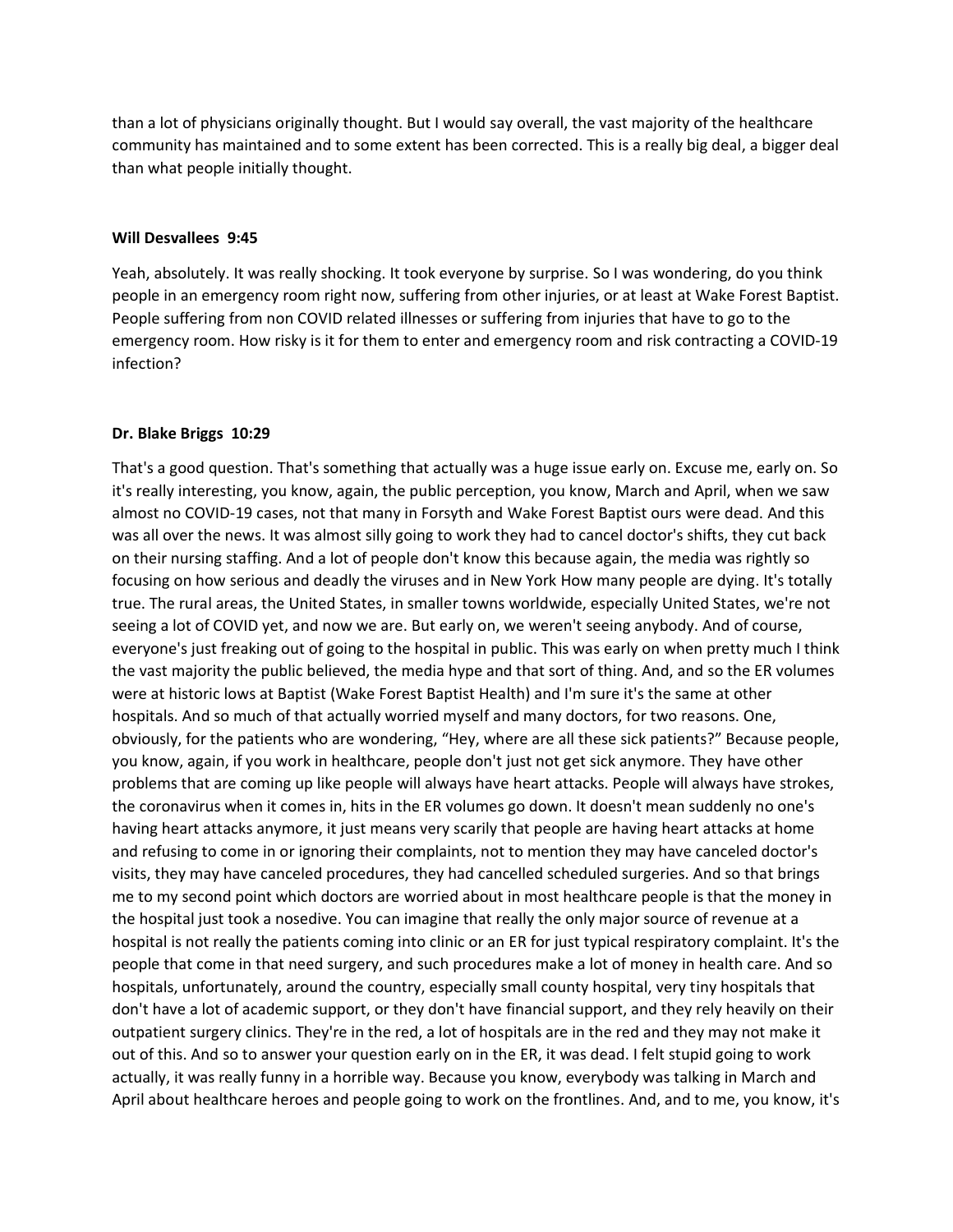than a lot of physicians originally thought. But I would say overall, the vast majority of the healthcare community has maintained and to some extent has been corrected. This is a really big deal, a bigger deal than what people initially thought.

**Will Desvallees 9:45**

Yeah, absolutely. It was really shocking. It took everyone by surprise. So I was wondering, do you think people in an emergency room right now, suffering from other injuries, or at least at Wake Forest Baptist. People suffering from non COVID related illnesses or suffering from injuries that have to go to the emergency room. How risky is it for them to enter and emergency room and risk contracting a COVID-19 infection?

**Dr. Blake Briggs 10:29**

That's a good question. That's something that actually was a huge issue early on. Excuse me, early on. So it's really interesting, you know, again, the public perception, you know, March and April, when we saw almost no COVID-19 cases, not that many in Forsyth and Wake Forest Baptist ours were dead. And this was all over the news. It was almost silly going to work they had to cancel doctor's shifts, they cut back on their nursing staffing. And a lot of people don't know this because again, the media was rightly so focusing on how serious and deadly the viruses and in New York How many people are dying. It's totally true. The rural areas, the United States, in smaller towns worldwide, especially United States, we're not seeing a lot of COVID yet, and now we are. But early on, we weren't seeing anybody. And of course, everyone's just freaking out of going to the hospital in public. This was early on when pretty much I think the vast majority the public believed, the media hype and that sort of thing. And, and so the ER volumes were at historic lows at Baptist (Wake Forest Baptist Health) and I'm sure it's the same at other hospitals. And so much of that actually worried myself and many doctors, for two reasons. One, obviously, for the patients who are wondering, "Hey, where are all these sick patients?" Because people, you know, again, if you work in healthcare, people don't just not get sick anymore. They have other problems that are coming up like people will always have heart attacks. People will always have strokes, the coronavirus when it comes in, hits in the ER volumes go down. It doesn't mean suddenly no one's having heart attacks anymore, it just means very scarily that people are having heart attacks at home and refusing to come in or ignoring their complaints, not to mention they may have canceled doctor's visits, they may have canceled procedures, they had cancelled scheduled surgeries. And so that brings me to my second point which doctors are worried about in most healthcare people is that the money in the hospital just took a nosedive. You can imagine that really the only major source of revenue at a hospital is not really the patients coming into clinic or an ER for just typical respiratory complaint. It's the people that come in that need surgery, and such procedures make a lot of money in health care. And so hospitals, unfortunately, around the country, especially small county hospital, very tiny hospitals that don't have a lot of academic support, or they don't have financial support, and they rely heavily on their outpatient surgery clinics. They're in the red, a lot of hospitals are in the red and they may not make it out of this. And so to answer your question early on in the ER, it was dead. I felt stupid going to work actually, it was really funny in a horrible way. Because you know, everybody was talking in March and April about healthcare heroes and people going to work on the frontlines. And, and to me, you know, it's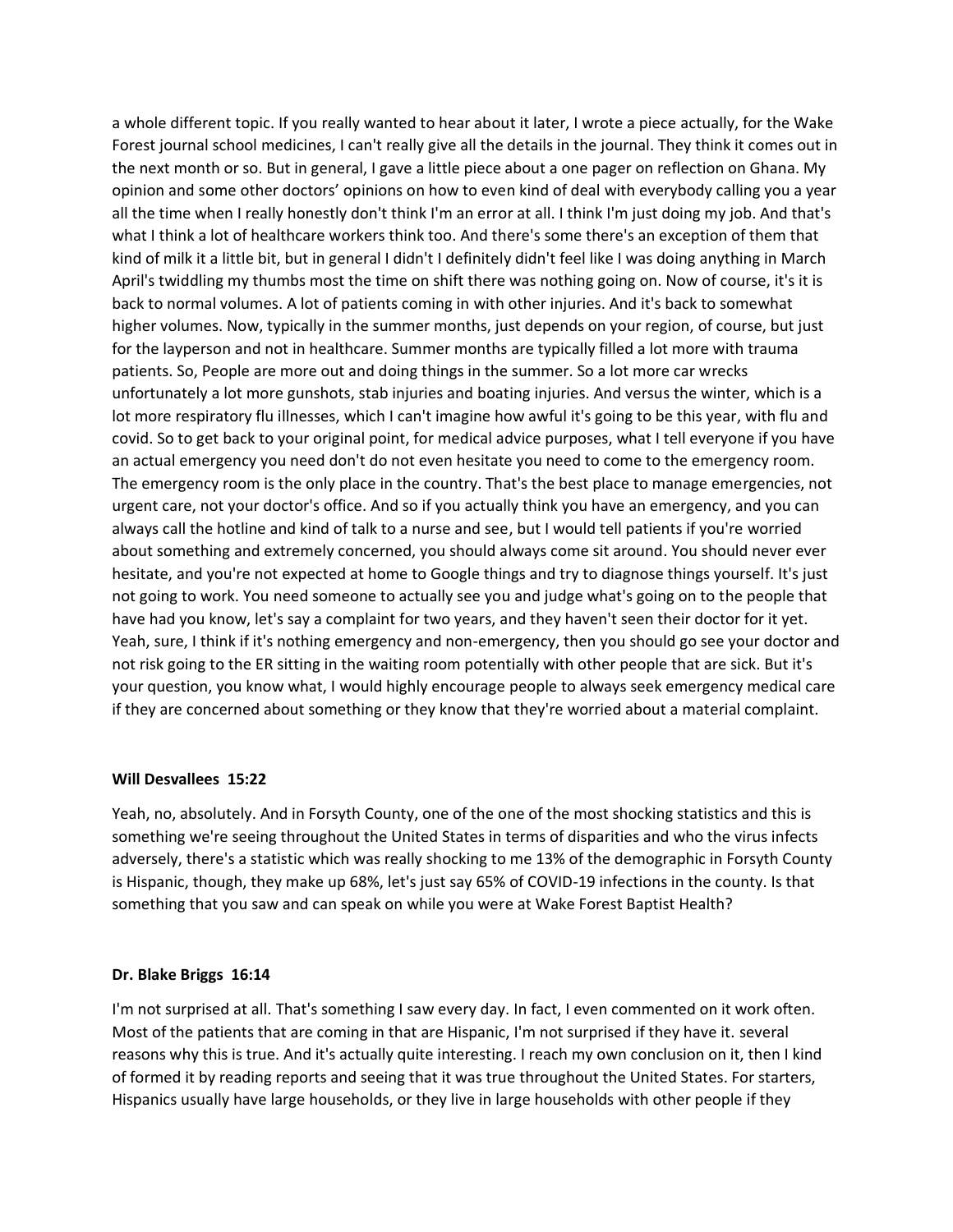a whole different topic. If you really wanted to hear about it later, I wrote a piece actually, for the Wake Forest journal school medicines, I can't really give all the details in the journal. They think it comes out in the next month or so. But in general, I gave a little piece about a one pager on reflection on Ghana. My opinion and some other doctors' opinions on how to even kind of deal with everybody calling you a year all the time when I really honestly don't think I'm an error at all. I think I'm just doing my job. And that's what I think a lot of healthcare workers think too. And there's some there's an exception of them that kind of milk it a little bit, but in general I didn't I definitely didn't feel like I was doing anything in March April's twiddling my thumbs most the time on shift there was nothing going on. Now of course, it's it is back to normal volumes. A lot of patients coming in with other injuries. And it's back to somewhat higher volumes. Now, typically in the summer months, just depends on your region, of course, but just for the layperson and not in healthcare. Summer months are typically filled a lot more with trauma patients. So, People are more out and doing things in the summer. So a lot more car wrecks unfortunately a lot more gunshots, stab injuries and boating injuries. And versus the winter, which is a lot more respiratory flu illnesses, which I can't imagine how awful it's going to be this year, with flu and covid. So to get back to your original point, for medical advice purposes, what I tell everyone if you have an actual emergency you need don't do not even hesitate you need to come to the emergency room. The emergency room is the only place in the country. That's the best place to manage emergencies, not urgent care, not your doctor's office. And so if you actually think you have an emergency, and you can always call the hotline and kind of talk to a nurse and see, but I would tell patients if you're worried about something and extremely concerned, you should always come sit around. You should never ever hesitate, and you're not expected at home to Google things and try to diagnose things yourself. It's just not going to work. You need someone to actually see you and judge what's going on to the people that have had you know, let's say a complaint for two years, and they haven't seen their doctor for it yet. Yeah, sure, I think if it's nothing emergency and non-emergency, then you should go see your doctor and not risk going to the ER sitting in the waiting room potentially with other people that are sick. But it's your question, you know what, I would highly encourage people to always seek emergency medical care if they are concerned about something or they know that they're worried about a material complaint.

**Will Desvallees 15:22**

Yeah, no, absolutely. And in Forsyth County, one of the one of the most shocking statistics and this is something we're seeing throughout the United States in terms of disparities and who the virus infects adversely, there's a statistic which was really shocking to me 13% of the demographic in Forsyth County is Hispanic, though, they make up 68%, let's just say 65% of COVID-19 infections in the county. Is that something that you saw and can speak on while you were at Wake Forest Baptist Health?

**Dr. Blake Briggs 16:14**

I'm not surprised at all. That's something I saw every day. In fact, I even commented on it work often. Most of the patients that are coming in that are Hispanic, I'm not surprised if they have it. several reasons why this is true. And it's actually quite interesting. I reach my own conclusion on it, then I kind of formed it by reading reports and seeing that it was true throughout the United States. For starters, Hispanics usually have large households, or they live in large households with other people if they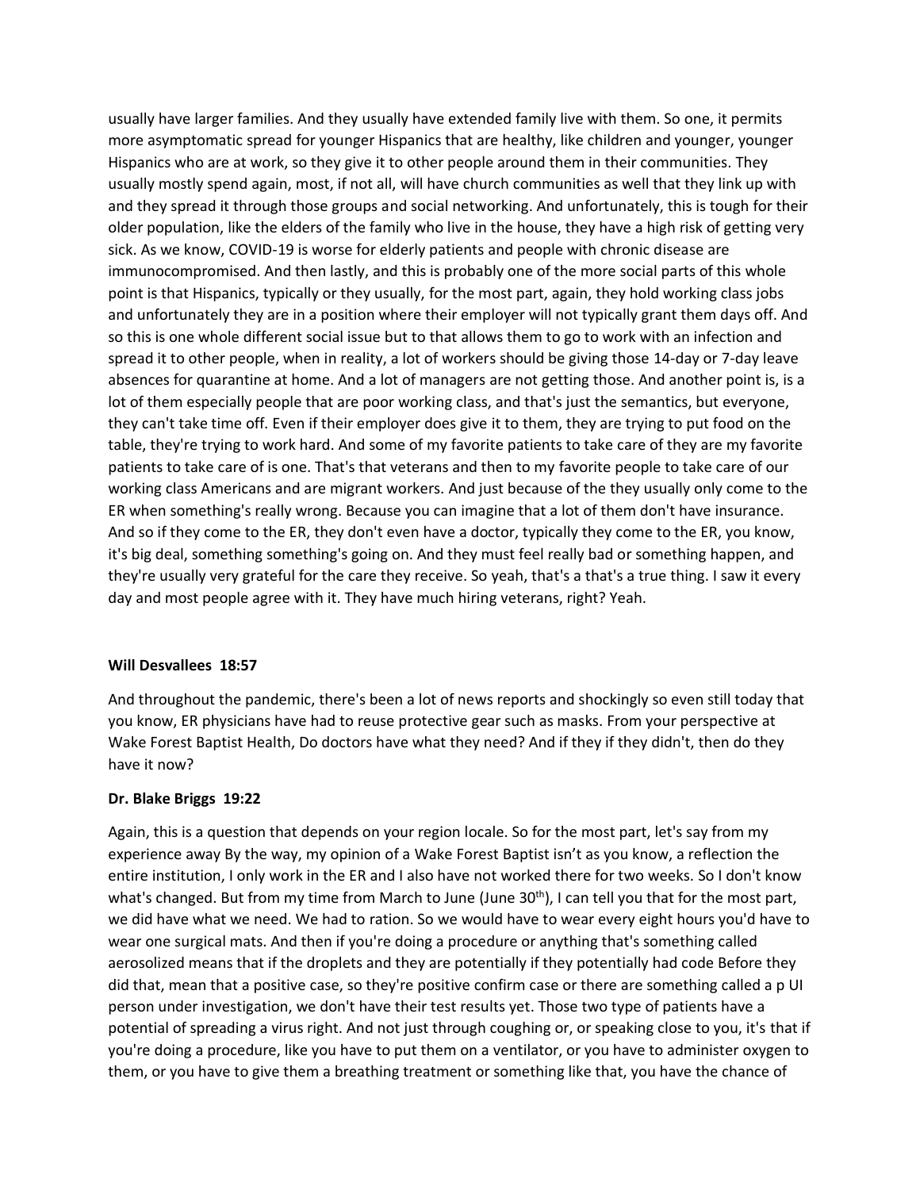usually have larger families. And they usually have extended family live with them. So one, it permits more asymptomatic spread for younger Hispanics that are healthy, like children and younger, younger Hispanics who are at work, so they give it to other people around them in their communities. They usually mostly spend again, most, if not all, will have church communities as well that they link up with and they spread it through those groups and social networking. And unfortunately, this is tough for their older population, like the elders of the family who live in the house, they have a high risk of getting very sick. As we know, COVID-19 is worse for elderly patients and people with chronic disease are immunocompromised. And then lastly, and this is probably one of the more social parts of this whole point is that Hispanics, typically or they usually, for the most part, again, they hold working class jobs and unfortunately they are in a position where their employer will not typically grant them days off. And so this is one whole different social issue but to that allows them to go to work with an infection and spread it to other people, when in reality, a lot of workers should be giving those 14-day or 7-day leave absences for quarantine at home. And a lot of managers are not getting those. And another point is, is a lot of them especially people that are poor working class, and that's just the semantics, but everyone, they can't take time off. Even if their employer does give it to them, they are trying to put food on the table, they're trying to work hard. And some of my favorite patients to take care of they are my favorite patients to take care of is one. That's that veterans and then to my favorite people to take care of our working class Americans and are migrant workers. And just because of the they usually only come to the ER when something's really wrong. Because you can imagine that a lot of them don't have insurance. And so if they come to the ER, they don't even have a doctor, typically they come to the ER, you know, it's big deal, something something's going on. And they must feel really bad or something happen, and they're usually very grateful for the care they receive. So yeah, that's a that's a true thing. I saw it every day and most people agree with it. They have much hiring veterans, right? Yeah.

**Will Desvallees 18:57**

And throughout the pandemic, there's been a lot of news reports and shockingly so even still today that you know, ER physicians have had to reuse protective gear such as masks. From your perspective at Wake Forest Baptist Health, Do doctors have what they need? And if they if they didn't, then do they have it now?

**Dr. Blake Briggs 19:22**

Again, this is a question that depends on your region locale. So for the most part, let's say from my experience away By the way, my opinion of a Wake Forest Baptist isn't as you know, a reflection the entire institution, I only work in the ER and I also have not worked there for two weeks. So I don't know what's changed. But from my time from March to June (June 30th), I can tell you that for the most part, we did have what we need. We had to ration. So we would have to wear every eight hours you'd have to wear one surgical mats. And then if you're doing a procedure or anything that's something called aerosolized means that if the droplets and they are potentially if they potentially had code Before they did that, mean that a positive case, so they're positive confirm case or there are something called a p UI person under investigation, we don't have their test results yet. Those two type of patients have a potential of spreading a virus right. And not just through coughing or, or speaking close to you, it's that if you're doing a procedure, like you have to put them on a ventilator, or you have to administer oxygen to them, or you have to give them a breathing treatment or something like that, you have the chance of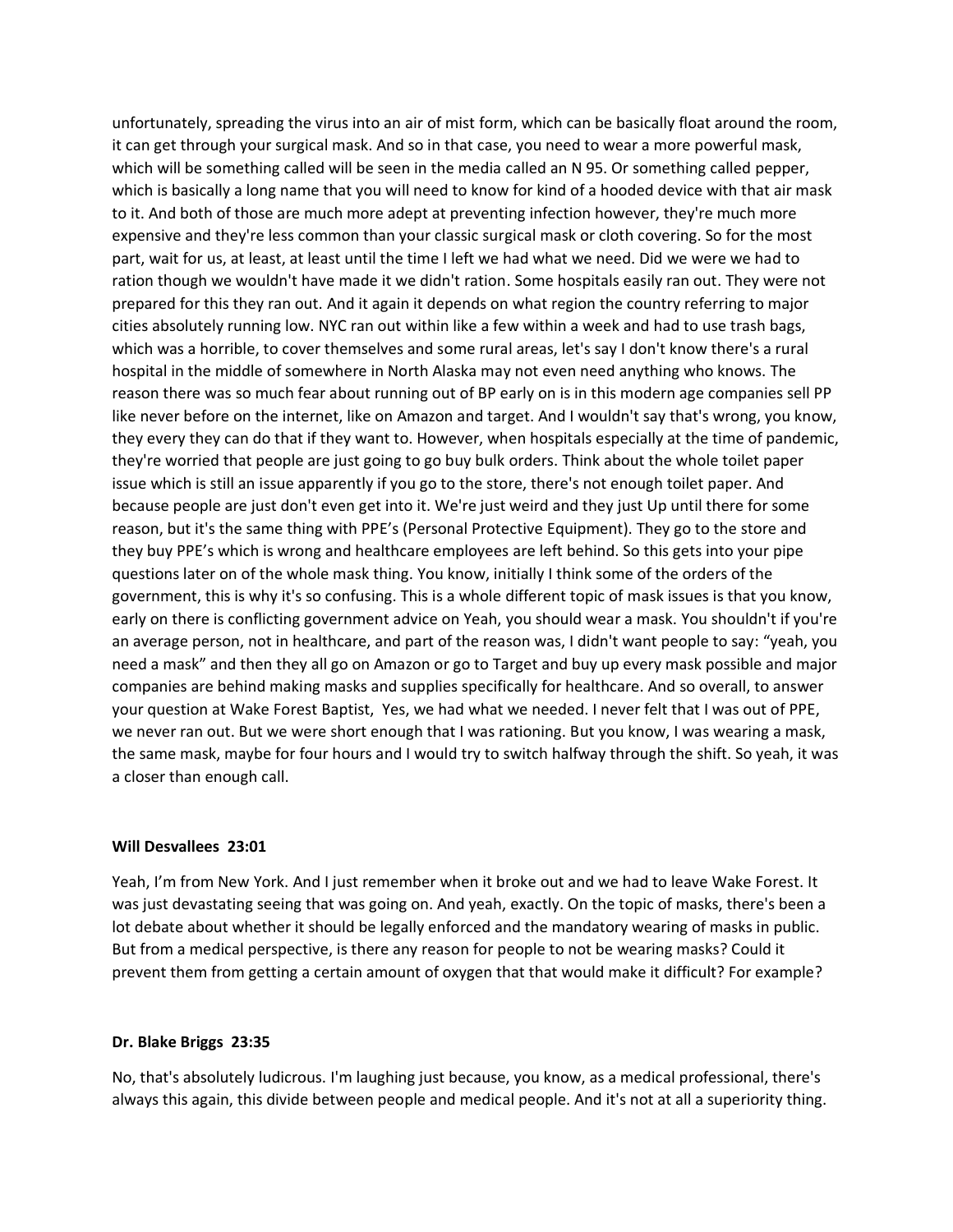unfortunately, spreading the virus into an air of mist form, which can be basically float around the room, it can get through your surgical mask. And so in that case, you need to wear a more powerful mask, which will be something called will be seen in the media called an N 95. Or something called pepper, which is basically a long name that you will need to know for kind of a hooded device with that air mask to it. And both of those are much more adept at preventing infection however, they're much more expensive and they're less common than your classic surgical mask or cloth covering. So for the most part, wait for us, at least, at least until the time I left we had what we need. Did we were we had to ration though we wouldn't have made it we didn't ration. Some hospitals easily ran out. They were not prepared for this they ran out. And it again it depends on what region the country referring to major cities absolutely running low. NYC ran out within like a few within a week and had to use trash bags, which was a horrible, to cover themselves and some rural areas, let's say I don't know there's a rural hospital in the middle of somewhere in North Alaska may not even need anything who knows. The reason there was so much fear about running out of BP early on is in this modern age companies sell PP like never before on the internet, like on Amazon and target. And I wouldn't say that's wrong, you know, they every they can do that if they want to. However, when hospitals especially at the time of pandemic, they're worried that people are just going to go buy bulk orders. Think about the whole toilet paper issue which is still an issue apparently if you go to the store, there's not enough toilet paper. And because people are just don't even get into it. We're just weird and they just Up until there for some reason, but it's the same thing with PPE's (Personal Protective Equipment). They go to the store and they buy PPE's which is wrong and healthcare employees are left behind. So this gets into your pipe questions later on of the whole mask thing. You know, initially I think some of the orders of the government, this is why it's so confusing. This is a whole different topic of mask issues is that you know, early on there is conflicting government advice on Yeah, you should wear a mask. You shouldn't if you're an average person, not in healthcare, and part of the reason was, I didn't want people to say: "yeah, you need a mask" and then they all go on Amazon or go to Target and buy up every mask possible and major companies are behind making masks and supplies specifically for healthcare. And so overall, to answer your question at Wake Forest Baptist, Yes, we had what we needed. I never felt that I was out of PPE, we never ran out. But we were short enough that I was rationing. But you know, I was wearing a mask, the same mask, maybe for four hours and I would try to switch halfway through the shift. So yeah, it was a closer than enough call.

**Will Desvallees 23:01**

Yeah, I'm from New York. And I just remember when it broke out and we had to leave Wake Forest. It was just devastating seeing that was going on. And yeah, exactly. On the topic of masks, there's been a lot debate about whether it should be legally enforced and the mandatory wearing of masks in public. But from a medical perspective, is there any reason for people to not be wearing masks? Could it prevent them from getting a certain amount of oxygen that that would make it difficult? For example?

**Dr. Blake Briggs 23:35**

No, that's absolutely ludicrous. I'm laughing just because, you know, as a medical professional, there's always this again, this divide between people and medical people. And it's not at all a superiority thing.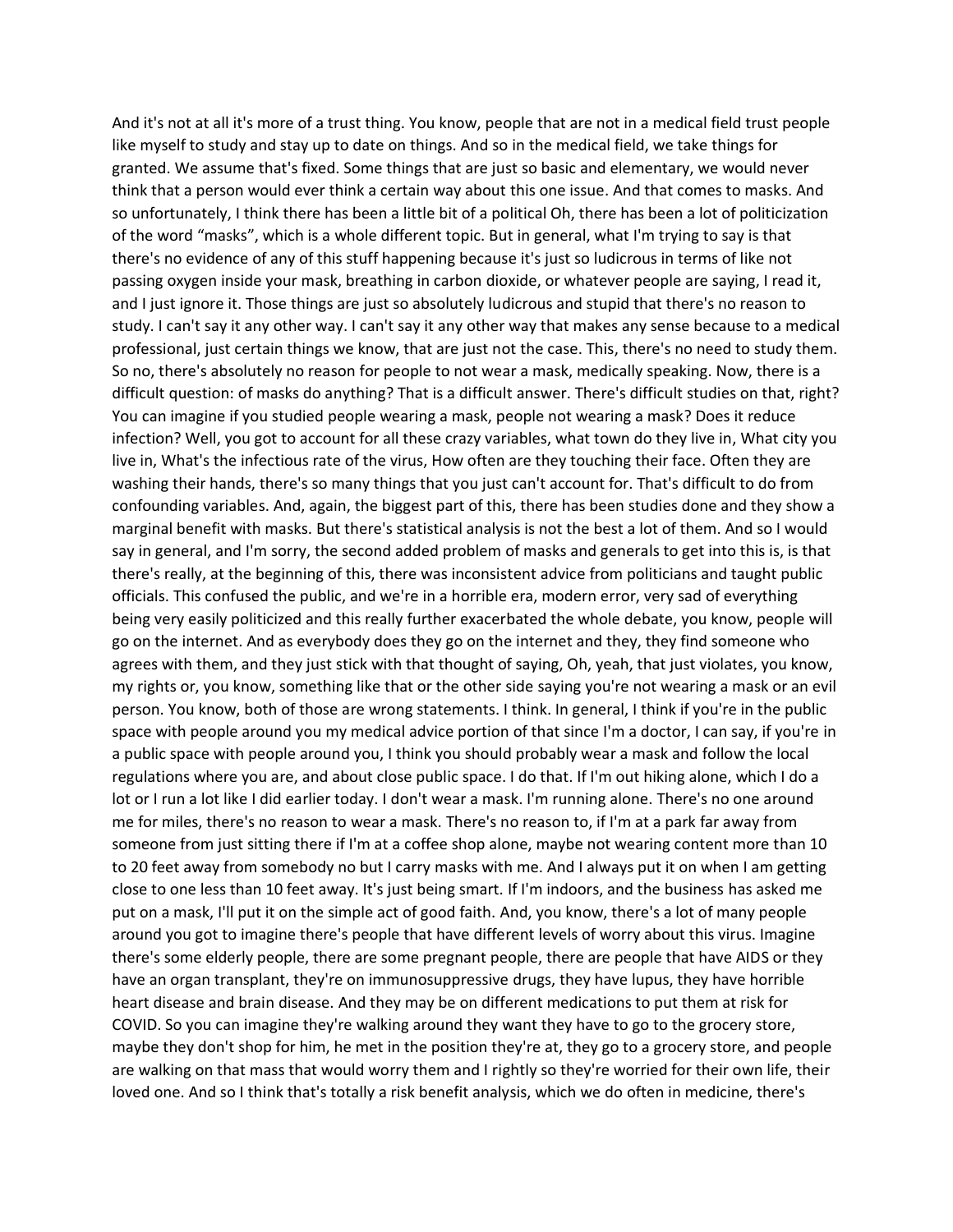And it's not at all it's more of a trust thing. You know, people that are not in a medical field trust people like myself to study and stay up to date on things. And so in the medical field, we take things for granted. We assume that's fixed. Some things that are just so basic and elementary, we would never think that a person would ever think a certain way about this one issue. And that comes to masks. And so unfortunately, I think there has been a little bit of a political Oh, there has been a lot of politicization of the word "masks", which is a whole different topic. But in general, what I'm trying to say is that there's no evidence of any of this stuff happening because it's just so ludicrous in terms of like not passing oxygen inside your mask, breathing in carbon dioxide, or whatever people are saying, I read it, and I just ignore it. Those things are just so absolutely ludicrous and stupid that there's no reason to study. I can't say it any other way. I can't say it any other way that makes any sense because to a medical professional, just certain things we know, that are just not the case. This, there's no need to study them. So no, there's absolutely no reason for people to not wear a mask, medically speaking. Now, there is a difficult question: of masks do anything? That is a difficult answer. There's difficult studies on that, right? You can imagine if you studied people wearing a mask, people not wearing a mask? Does it reduce infection? Well, you got to account for all these crazy variables, what town do they live in, What city you live in, What's the infectious rate of the virus, How often are they touching their face. Often they are washing their hands, there's so many things that you just can't account for. That's difficult to do from confounding variables. And, again, the biggest part of this, there has been studies done and they show a marginal benefit with masks. But there's statistical analysis is not the best a lot of them. And so I would say in general, and I'm sorry, the second added problem of masks and generals to get into this is, is that there's really, at the beginning of this, there was inconsistent advice from politicians and taught public officials. This confused the public, and we're in a horrible era, modern error, very sad of everything being very easily politicized and this really further exacerbated the whole debate, you know, people will go on the internet. And as everybody does they go on the internet and they, they find someone who agrees with them, and they just stick with that thought of saying, Oh, yeah, that just violates, you know, my rights or, you know, something like that or the other side saying you're not wearing a mask or an evil person. You know, both of those are wrong statements. I think. In general, I think if you're in the public space with people around you my medical advice portion of that since I'm a doctor, I can say, if you're in a public space with people around you, I think you should probably wear a mask and follow the local regulations where you are, and about close public space. I do that. If I'm out hiking alone, which I do a lot or I run a lot like I did earlier today. I don't wear a mask. I'm running alone. There's no one around me for miles, there's no reason to wear a mask. There's no reason to, if I'm at a park far away from someone from just sitting there if I'm at a coffee shop alone, maybe not wearing content more than 10 to 20 feet away from somebody no but I carry masks with me. And I always put it on when I am getting close to one less than 10 feet away. It's just being smart. If I'm indoors, and the business has asked me put on a mask, I'll put it on the simple act of good faith. And, you know, there's a lot of many people around you got to imagine there's people that have different levels of worry about this virus. Imagine there's some elderly people, there are some pregnant people, there are people that have AIDS or they have an organ transplant, they're on immunosuppressive drugs, they have lupus, they have horrible heart disease and brain disease. And they may be on different medications to put them at risk for COVID. So you can imagine they're walking around they want they have to go to the grocery store, maybe they don't shop for him, he met in the position they're at, they go to a grocery store, and people are walking on that mass that would worry them and I rightly so they're worried for their own life, their loved one. And so I think that's totally a risk benefit analysis, which we do often in medicine, there's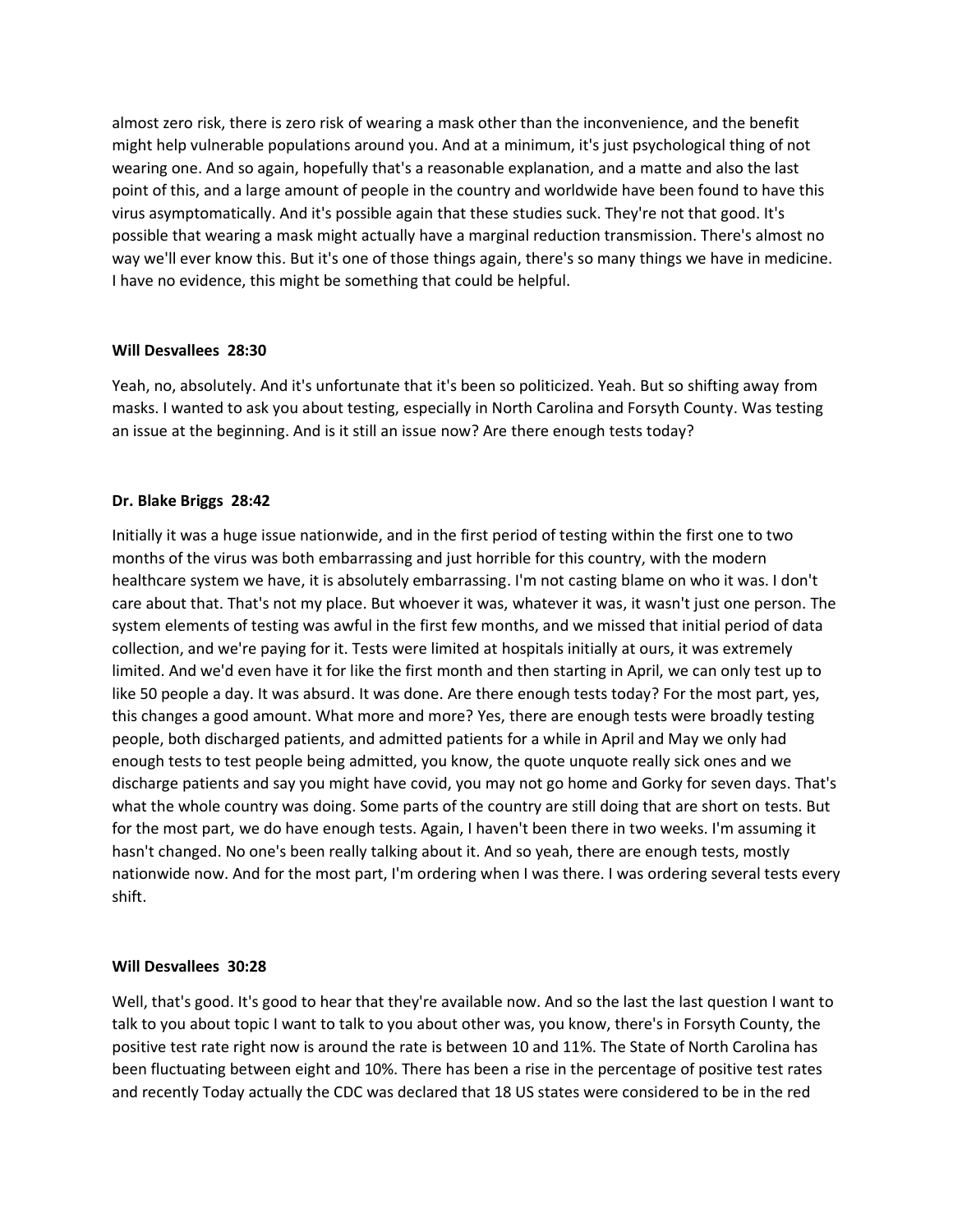almost zero risk, there is zero risk of wearing a mask other than the inconvenience, and the benefit might help vulnerable populations around you. And at a minimum, it's just psychological thing of not wearing one. And so again, hopefully that's a reasonable explanation, and a matte and also the last point of this, and a large amount of people in the country and worldwide have been found to have this virus asymptomatically. And it's possible again that these studies suck. They're not that good. It's possible that wearing a mask might actually have a marginal reduction transmission. There's almost no way we'll ever know this. But it's one of those things again, there's so many things we have in medicine. I have no evidence, this might be something that could be helpful.

**Will Desvallees 28:30**

Yeah, no, absolutely. And it's unfortunate that it's been so politicized. Yeah. But so shifting away from masks. I wanted to ask you about testing, especially in North Carolina and Forsyth County. Was testing an issue at the beginning. And is it still an issue now? Are there enough tests today?

**Dr. Blake Briggs 28:42**

Initially it was a huge issue nationwide, and in the first period of testing within the first one to two months of the virus was both embarrassing and just horrible for this country, with the modern healthcare system we have, it is absolutely embarrassing. I'm not casting blame on who it was. I don't care about that. That's not my place. But whoever it was, whatever it was, it wasn't just one person. The system elements of testing was awful in the first few months, and we missed that initial period of data collection, and we're paying for it. Tests were limited at hospitals initially at ours, it was extremely limited. And we'd even have it for like the first month and then starting in April, we can only test up to like 50 people a day. It was absurd. It was done. Are there enough tests today? For the most part, yes, this changes a good amount. What more and more? Yes, there are enough tests were broadly testing people, both discharged patients, and admitted patients for a while in April and May we only had enough tests to test people being admitted, you know, the quote unquote really sick ones and we discharge patients and say you might have covid, you may not go home and Gorky for seven days. That's what the whole country was doing. Some parts of the country are still doing that are short on tests. But for the most part, we do have enough tests. Again, I haven't been there in two weeks. I'm assuming it hasn't changed. No one's been really talking about it. And so yeah, there are enough tests, mostly nationwide now. And for the most part, I'm ordering when I was there. I was ordering several tests every shift.

**Will Desvallees 30:28**

Well, that's good. It's good to hear that they're available now. And so the last the last question I want to talk to you about topic I want to talk to you about other was, you know, there's in Forsyth County, the positive test rate right now is around the rate is between 10 and 11%. The State of North Carolina has been fluctuating between eight and 10%. There has been a rise in the percentage of positive test rates and recently Today actually the CDC was declared that 18 US states were considered to be in the red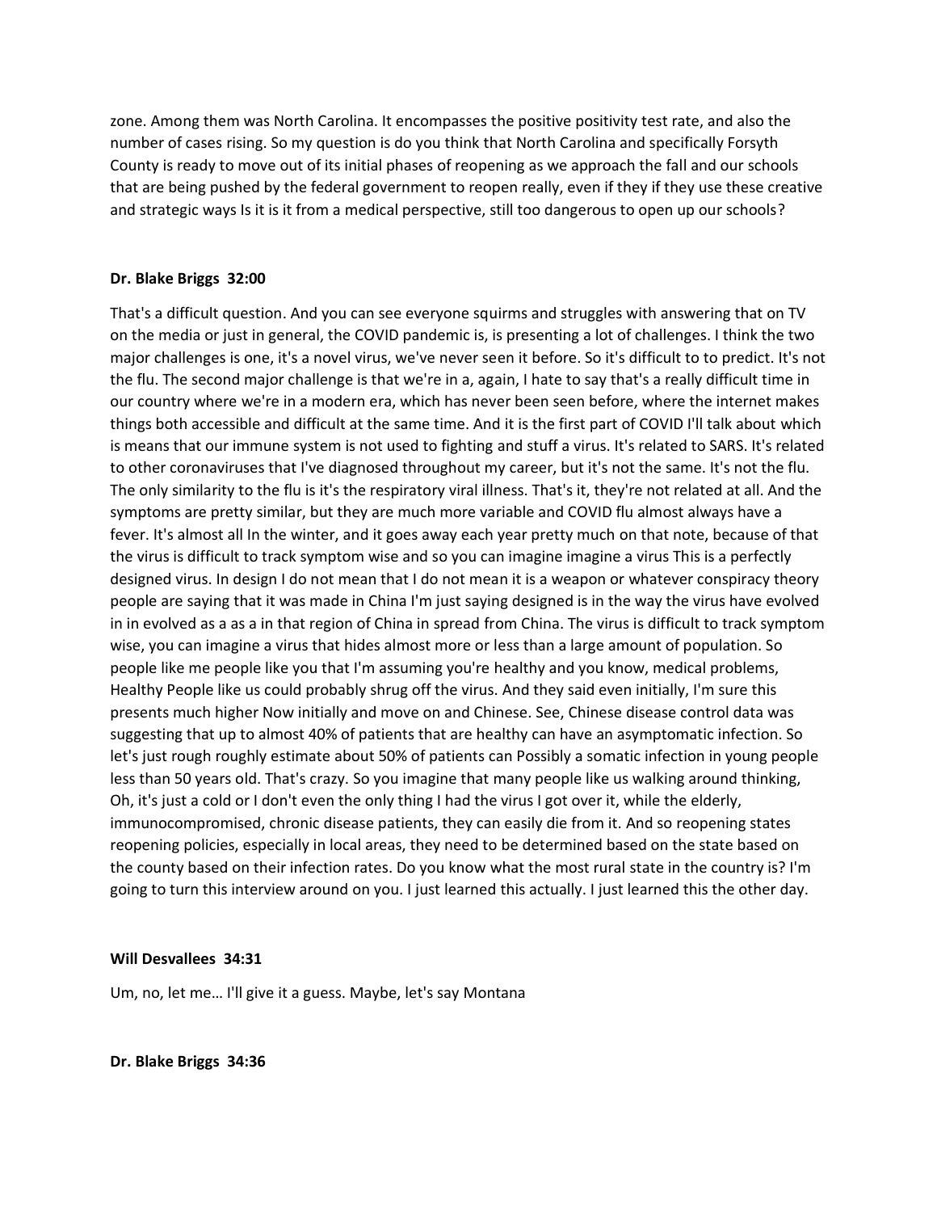zone. Among them was North Carolina. It encompasses the positive positivity test rate, and also the number of cases rising. So my question is do you think that North Carolina and specifically Forsyth County is ready to move out of its initial phases of reopening as we approach the fall and our schools that are being pushed by the federal government to reopen really, even if they if they use these creative and strategic ways Is it is it from a medical perspective, still too dangerous to open up our schools?

**Dr. Blake Briggs 32:00**

That's a difficult question. And you can see everyone squirms and struggles with answering that on TV on the media or just in general, the COVID pandemic is, is presenting a lot of challenges. I think the two major challenges is one, it's a novel virus, we've never seen it before. So it's difficult to to predict. It's not the flu. The second major challenge is that we're in a, again, I hate to say that's a really difficult time in our country where we're in a modern era, which has never been seen before, where the internet makes things both accessible and difficult at the same time. And it is the first part of COVID I'll talk about which is means that our immune system is not used to fighting and stuff a virus. It's related to SARS. It's related to other coronaviruses that I've diagnosed throughout my career, but it's not the same. It's not the flu. The only similarity to the flu is it's the respiratory viral illness. That's it, they're not related at all. And the symptoms are pretty similar, but they are much more variable and COVID flu almost always have a fever. It's almost all In the winter, and it goes away each year pretty much on that note, because of that the virus is difficult to track symptom wise and so you can imagine imagine a virus This is a perfectly designed virus. In design I do not mean that I do not mean it is a weapon or whatever conspiracy theory people are saying that it was made in China I'm just saying designed is in the way the virus have evolved in in evolved as a as a in that region of China in spread from China. The virus is difficult to track symptom wise, you can imagine a virus that hides almost more or less than a large amount of population. So people like me people like you that I'm assuming you're healthy and you know, medical problems, Healthy People like us could probably shrug off the virus. And they said even initially, I'm sure this presents much higher Now initially and move on and Chinese. See, Chinese disease control data was suggesting that up to almost 40% of patients that are healthy can have an asymptomatic infection. So let's just rough roughly estimate about 50% of patients can Possibly a somatic infection in young people less than 50 years old. That's crazy. So you imagine that many people like us walking around thinking, Oh, it's just a cold or I don't even the only thing I had the virus I got over it, while the elderly, immunocompromised, chronic disease patients, they can easily die from it. And so reopening states reopening policies, especially in local areas, they need to be determined based on the state based on the county based on their infection rates. Do you know what the most rural state in the country is? I'm going to turn this interview around on you. I just learned this actually. I just learned this the other day.

**Will Desvallees 34:31**

Um, no, let me… I'll give it a guess. Maybe, let's say Montana

**Dr. Blake Briggs 34:36**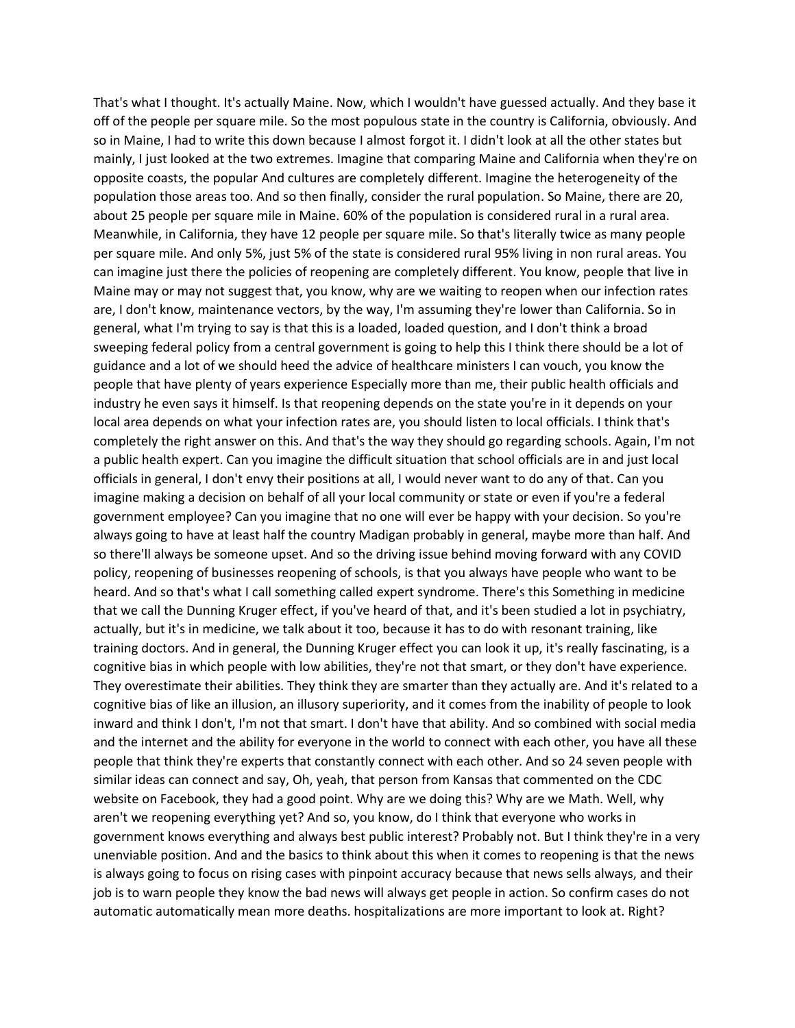That's what I thought. It's actually Maine. Now, which I wouldn't have guessed actually. And they base it off of the people per square mile. So the most populous state in the country is California, obviously. And so in Maine, I had to write this down because I almost forgot it. I didn't look at all the other states but mainly, I just looked at the two extremes. Imagine that comparing Maine and California when they're on opposite coasts, the popular And cultures are completely different. Imagine the heterogeneity of the population those areas too. And so then finally, consider the rural population. So Maine, there are 20, about 25 people per square mile in Maine. 60% of the population is considered rural in a rural area. Meanwhile, in California, they have 12 people per square mile. So that's literally twice as many people per square mile. And only 5%, just 5% of the state is considered rural 95% living in non rural areas. You can imagine just there the policies of reopening are completely different. You know, people that live in Maine may or may not suggest that, you know, why are we waiting to reopen when our infection rates are, I don't know, maintenance vectors, by the way, I'm assuming they're lower than California. So in general, what I'm trying to say is that this is a loaded, loaded question, and I don't think a broad sweeping federal policy from a central government is going to help this I think there should be a lot of guidance and a lot of we should heed the advice of healthcare ministers I can vouch, you know the people that have plenty of years experience Especially more than me, their public health officials and industry he even says it himself. Is that reopening depends on the state you're in it depends on your local area depends on what your infection rates are, you should listen to local officials. I think that's completely the right answer on this. And that's the way they should go regarding schools. Again, I'm not a public health expert. Can you imagine the difficult situation that school officials are in and just local officials in general, I don't envy their positions at all, I would never want to do any of that. Can you imagine making a decision on behalf of all your local community or state or even if you're a federal government employee? Can you imagine that no one will ever be happy with your decision. So you're always going to have at least half the country Madigan probably in general, maybe more than half. And so there'll always be someone upset. And so the driving issue behind moving forward with any COVID policy, reopening of businesses reopening of schools, is that you always have people who want to be heard. And so that's what I call something called expert syndrome. There's this Something in medicine that we call the Dunning Kruger effect, if you've heard of that, and it's been studied a lot in psychiatry, actually, but it's in medicine, we talk about it too, because it has to do with resonant training, like training doctors. And in general, the Dunning Kruger effect you can look it up, it's really fascinating, is a cognitive bias in which people with low abilities, they're not that smart, or they don't have experience. They overestimate their abilities. They think they are smarter than they actually are. And it's related to a cognitive bias of like an illusion, an illusory superiority, and it comes from the inability of people to look inward and think I don't, I'm not that smart. I don't have that ability. And so combined with social media and the internet and the ability for everyone in the world to connect with each other, you have all these people that think they're experts that constantly connect with each other. And so 24 seven people with similar ideas can connect and say, Oh, yeah, that person from Kansas that commented on the CDC website on Facebook, they had a good point. Why are we doing this? Why are we Math. Well, why aren't we reopening everything yet? And so, you know, do I think that everyone who works in government knows everything and always best public interest? Probably not. But I think they're in a very unenviable position. And and the basics to think about this when it comes to reopening is that the news is always going to focus on rising cases with pinpoint accuracy because that news sells always, and their job is to warn people they know the bad news will always get people in action. So confirm cases do not automatic automatically mean more deaths. hospitalizations are more important to look at. Right?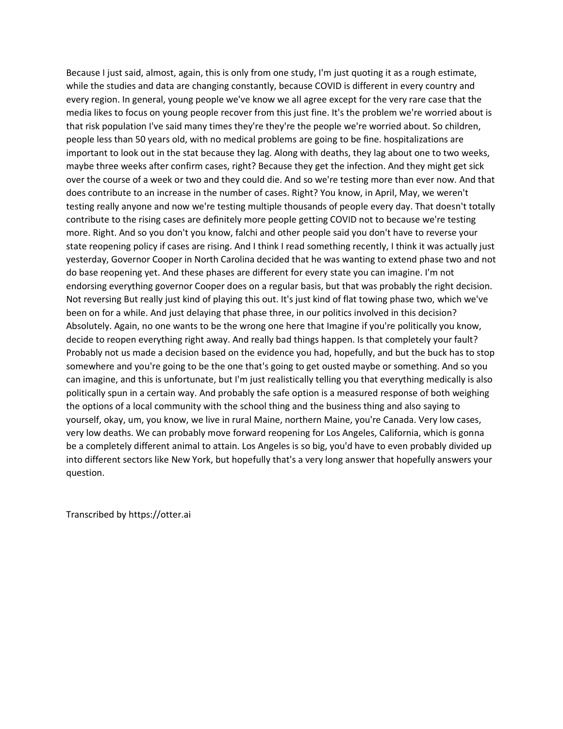Because I just said, almost, again, this is only from one study, I'm just quoting it as a rough estimate, while the studies and data are changing constantly, because COVID is different in every country and every region. In general, young people we've know we all agree except for the very rare case that the media likes to focus on young people recover from this just fine. It's the problem we're worried about is that risk population I've said many times they're they're the people we're worried about. So children, people less than 50 years old, with no medical problems are going to be fine. hospitalizations are important to look out in the stat because they lag. Along with deaths, they lag about one to two weeks, maybe three weeks after confirm cases, right? Because they get the infection. And they might get sick over the course of a week or two and they could die. And so we're testing more than ever now. And that does contribute to an increase in the number of cases. Right? You know, in April, May, we weren't testing really anyone and now we're testing multiple thousands of people every day. That doesn't totally contribute to the rising cases are definitely more people getting COVID not to because we're testing more. Right. And so you don't you know, falchi and other people said you don't have to reverse your state reopening policy if cases are rising. And I think I read something recently, I think it was actually just yesterday, Governor Cooper in North Carolina decided that he was wanting to extend phase two and not do base reopening yet. And these phases are different for every state you can imagine. I'm not endorsing everything governor Cooper does on a regular basis, but that was probably the right decision. Not reversing But really just kind of playing this out. It's just kind of flat towing phase two, which we've been on for a while. And just delaying that phase three, in our politics involved in this decision? Absolutely. Again, no one wants to be the wrong one here that Imagine if you're politically you know, decide to reopen everything right away. And really bad things happen. Is that completely your fault? Probably not us made a decision based on the evidence you had, hopefully, and but the buck has to stop somewhere and you're going to be the one that's going to get ousted maybe or something. And so you can imagine, and this is unfortunate, but I'm just realistically telling you that everything medically is also politically spun in a certain way. And probably the safe option is a measured response of both weighing the options of a local community with the school thing and the business thing and also saying to yourself, okay, um, you know, we live in rural Maine, northern Maine, you're Canada. Very low cases, very low deaths. We can probably move forward reopening for Los Angeles, California, which is gonna be a completely different animal to attain. Los Angeles is so big, you'd have to even probably divided up into different sectors like New York, but hopefully that's a very long answer that hopefully answers your question.

Transcribed by https://otter.ai